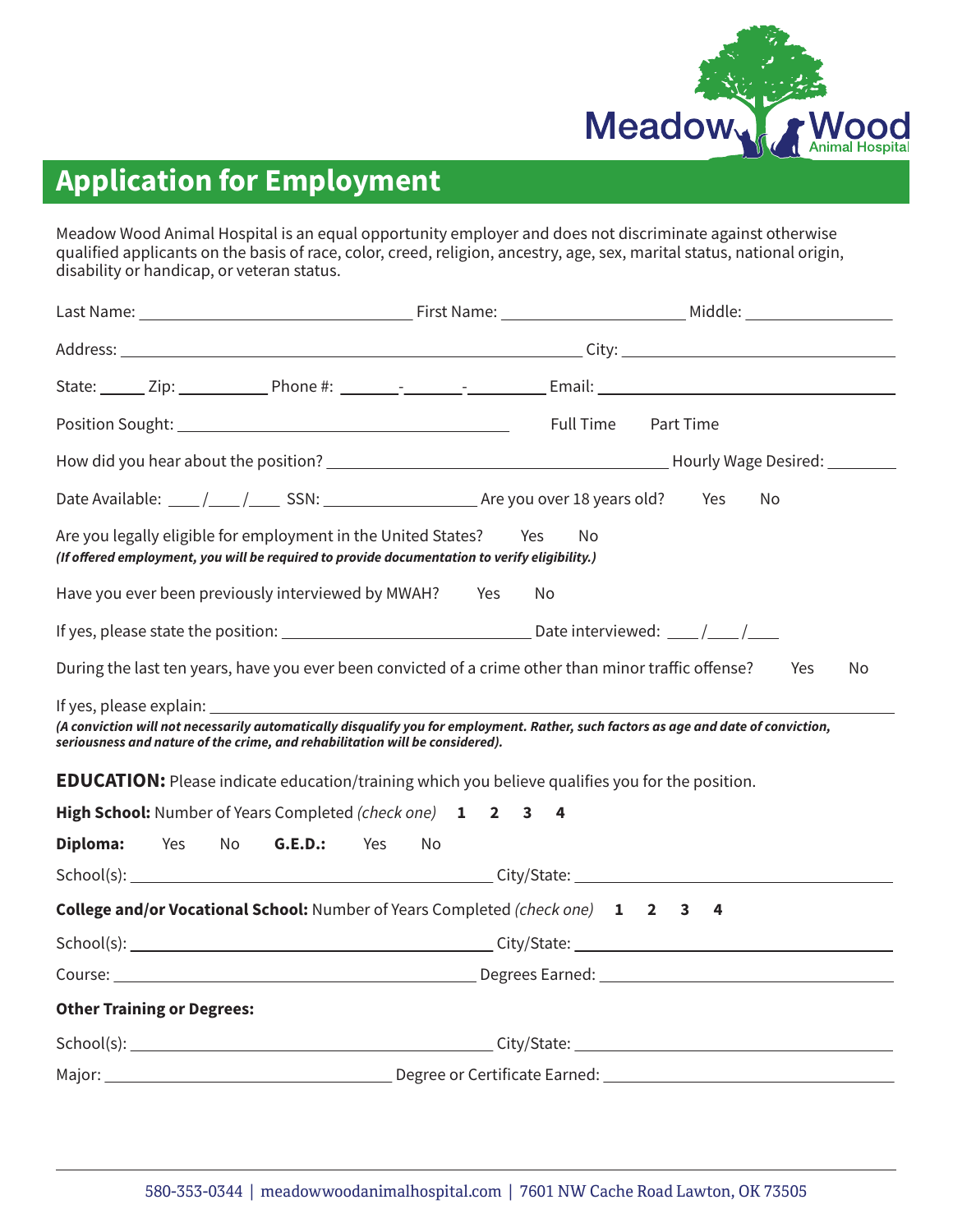Meadow Wood Animal Hospital

# Application for Employment

Meadow Wood Animal Hospital is an equal opportunity employer and does not discriminate against otherwise qualified applicants on the basis of race, color, creed, religion, ancestry, age, sex, marital status, national origin, disability or handicap, or veteran status.

Last Name: ______________________ First Name: ________________ Middle: ____________

Address: ________________________________________ City: ______________________

State: ____ Zip: ________ Phone #: _____-_____-_______ Email: ______________________

Position Sought: ____________________________ Full Time Part Time

How did you hear about the position? ____________________________ Hourly Wage Desired: ______

Date Available: ___/___/___ SSN: _____________ Are you over 18 years old? Yes No

Are you legally eligible for employment in the United States? Yes No
***(If offered employment, you will be required to provide documentation to verify eligibility.)***

Have you ever been previously interviewed by MWAH? Yes No

If yes, please state the position: ______________________ Date interviewed: ___/___/___

During the last ten years, have you ever been convicted of a crime other than minor traffic offense? Yes No

If yes, please explain: ____________________________________________________________
***(A conviction will not necessarily automatically disqualify you for employment. Rather, such factors as age and date of conviction, seriousness and nature of the crime, and rehabilitation will be considered).***

**EDUCATION:** Please indicate education/training which you believe qualifies you for the position.

**High School:** Number of Years Completed *(check one)* **1 2 3 4**

**Diploma:** Yes No **G.E.D.:** Yes No

School(s): ________________________________ City/State: ____________________________

**College and/or Vocational School:** Number of Years Completed *(check one)* **1 2 3 4**

School(s): ________________________________ City/State: ____________________________

Course: __________________________________ Degrees Earned: _________________________

**Other Training or Degrees:**

School(s): ________________________________ City/State: ____________________________

Major: ___________________________ Degree or Certificate Earned: _______________________

580-353-0344 | meadowwoodanimalhospital.com | 7601 NW Cache Road Lawton, OK 73505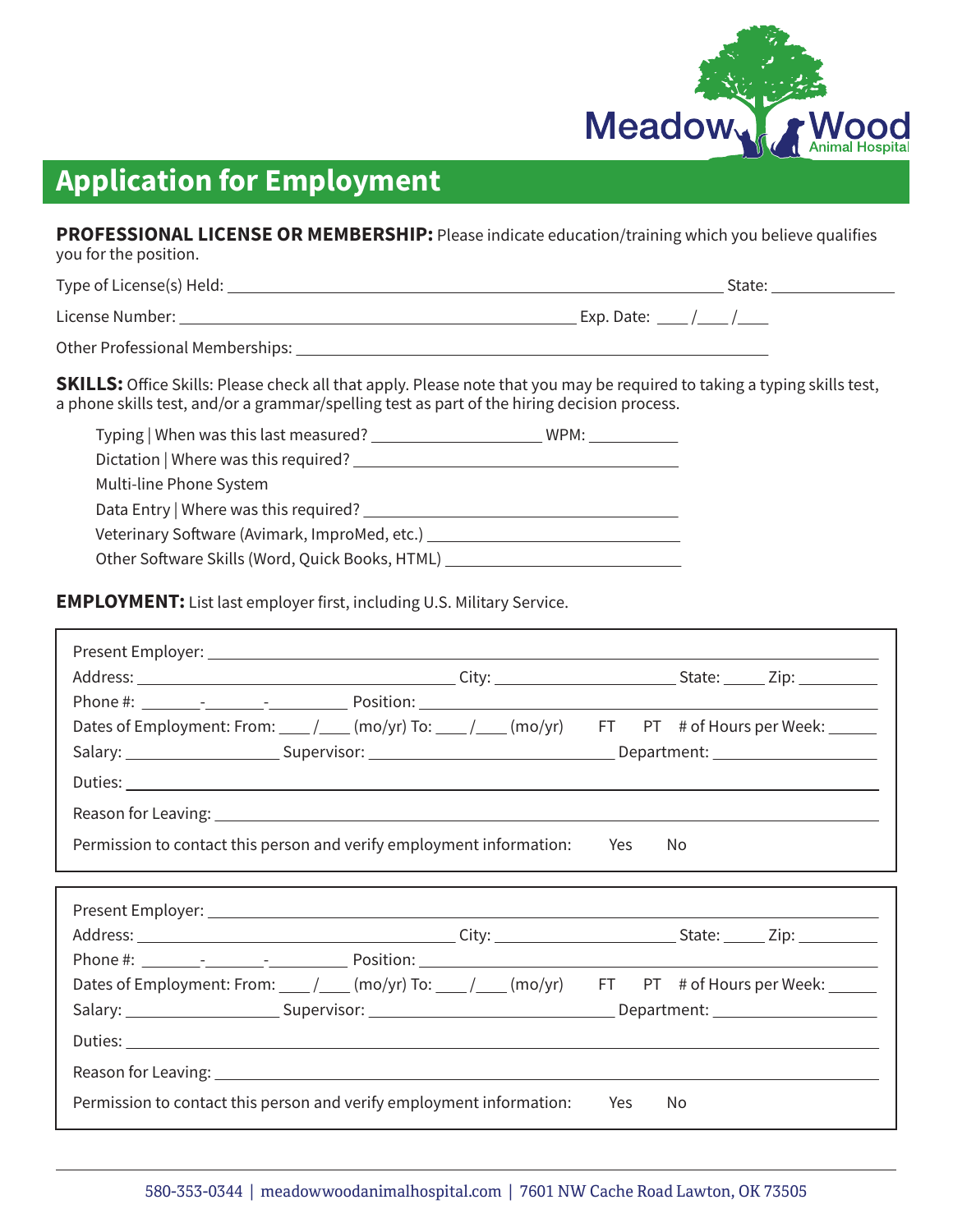Meadow Wood Animal Hospital

# Application for Employment

**PROFESSIONAL LICENSE OR MEMBERSHIP:** Please indicate education/training which you believe qualifies you for the position.

Type of License(s) Held: ______________________________ State: __________

License Number: ______________________________ Exp. Date: ____/____/____

Other Professional Memberships: ______________________________

**SKILLS:** Office Skills: Please check all that apply. Please note that you may be required to taking a typing skills test, a phone skills test, and/or a grammar/spelling test as part of the hiring decision process.

- Typing | When was this last measured? ______________ WPM: ________
- Dictation | Where was this required? ______________________________
- Multi-line Phone System
- Data Entry | Where was this required? ______________________________
- Veterinary Software (Avimark, ImproMed, etc.) ______________________
- Other Software Skills (Word, Quick Books, HTML) ______________________

**EMPLOYMENT:** List last employer first, including U.S. Military Service.

Present Employer: ______________________________

Address: ______________________ City: ______________ State: _____ Zip: ________

Phone #: _____-_____-_______ Position: ______________________________

Dates of Employment: From: ___/___ (mo/yr) To: ___/___ (mo/yr) FT PT # of Hours per Week: _____

Salary: ______________ Supervisor: ______________________ Department: ______________

Duties: ______________________________

Reason for Leaving: ______________________________

Permission to contact this person and verify employment information: Yes No

Present Employer: ______________________________

Address: ______________________ City: ______________ State: _____ Zip: ________

Phone #: _____-_____-_______ Position: ______________________________

Dates of Employment: From: ___/___ (mo/yr) To: ___/___ (mo/yr) FT PT # of Hours per Week: _____

Salary: ______________ Supervisor: ______________________ Department: ______________

Duties: ______________________________

Reason for Leaving: ______________________________

Permission to contact this person and verify employment information: Yes No

580-353-0344 | meadowwoodanimalhospital.com | 7601 NW Cache Road Lawton, OK 73505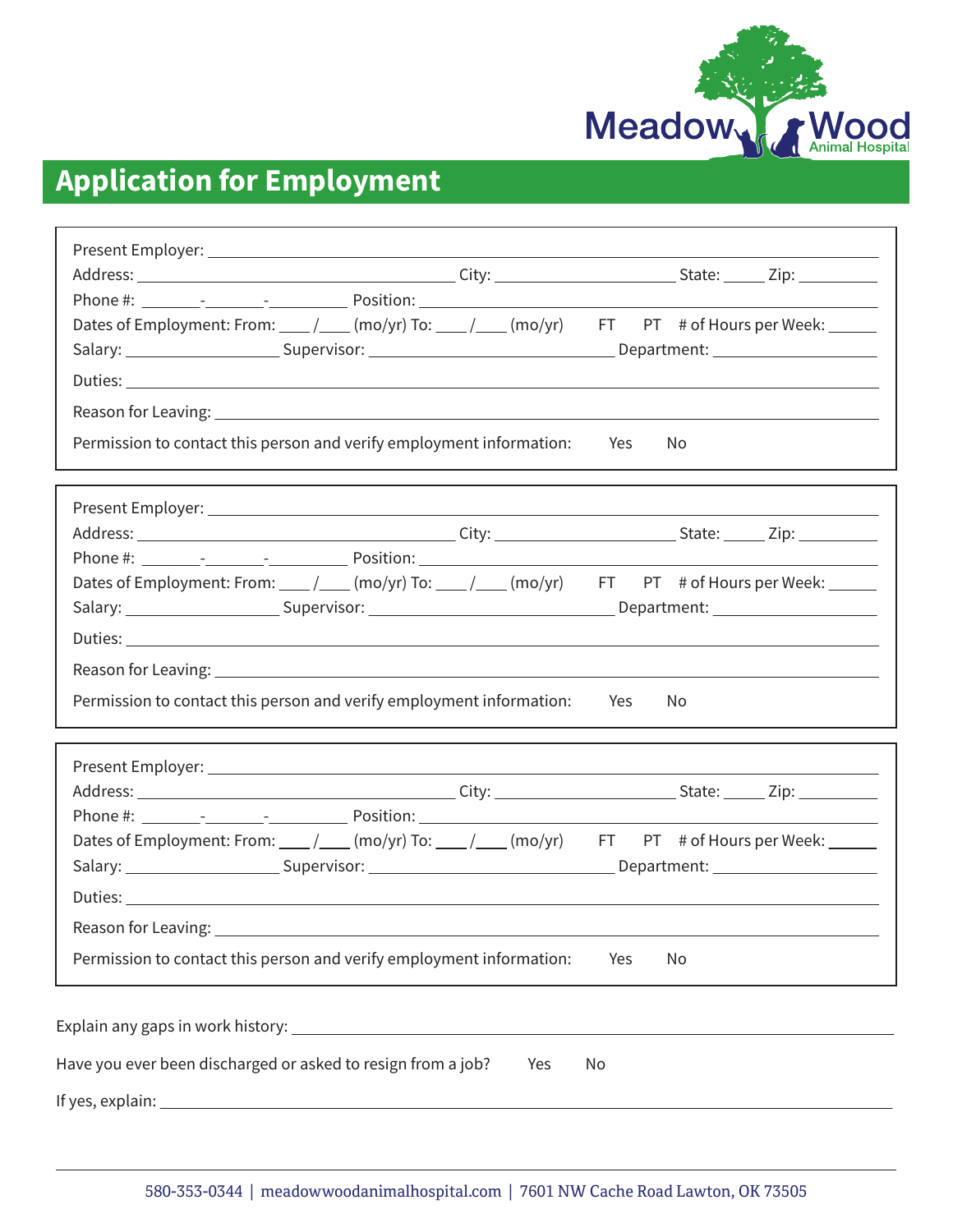Meadow Wood Animal Hospital

# Application for Employment

Present Employer: ______________________________________________

Address: ______________________ City: ______________ State: _____ Zip: _________

Phone #: _______-_______-_________ Position: ______________________________

Dates of Employment: From: ___/___ (mo/yr) To: ___/___ (mo/yr) FT PT # of Hours per Week: ______

Salary: ______________ Supervisor: ______________________ Department: ______________

Duties: ______________________________________________

Reason for Leaving: ______________________________________________

Permission to contact this person and verify employment information: Yes No

---

Present Employer: ______________________________________________

Address: ______________________ City: ______________ State: _____ Zip: _________

Phone #: _______-_______-_________ Position: ______________________________

Dates of Employment: From: ___/___ (mo/yr) To: ___/___ (mo/yr) FT PT # of Hours per Week: ______

Salary: ______________ Supervisor: ______________________ Department: ______________

Duties: ______________________________________________

Reason for Leaving: ______________________________________________

Permission to contact this person and verify employment information: Yes No

---

Present Employer: ______________________________________________

Address: ______________________ City: ______________ State: _____ Zip: _________

Phone #: _______-_______-_________ Position: ______________________________

Dates of Employment: From: ___/___ (mo/yr) To: ___/___ (mo/yr) FT PT # of Hours per Week: ______

Salary: ______________ Supervisor: ______________________ Department: ______________

Duties: ______________________________________________

Reason for Leaving: ______________________________________________

Permission to contact this person and verify employment information: Yes No

---

Explain any gaps in work history: ______________________________________________

Have you ever been discharged or asked to resign from a job? Yes No

If yes, explain: ______________________________________________

580-353-0344 | meadowwoodanimalhospital.com | 7601 NW Cache Road Lawton, OK 73505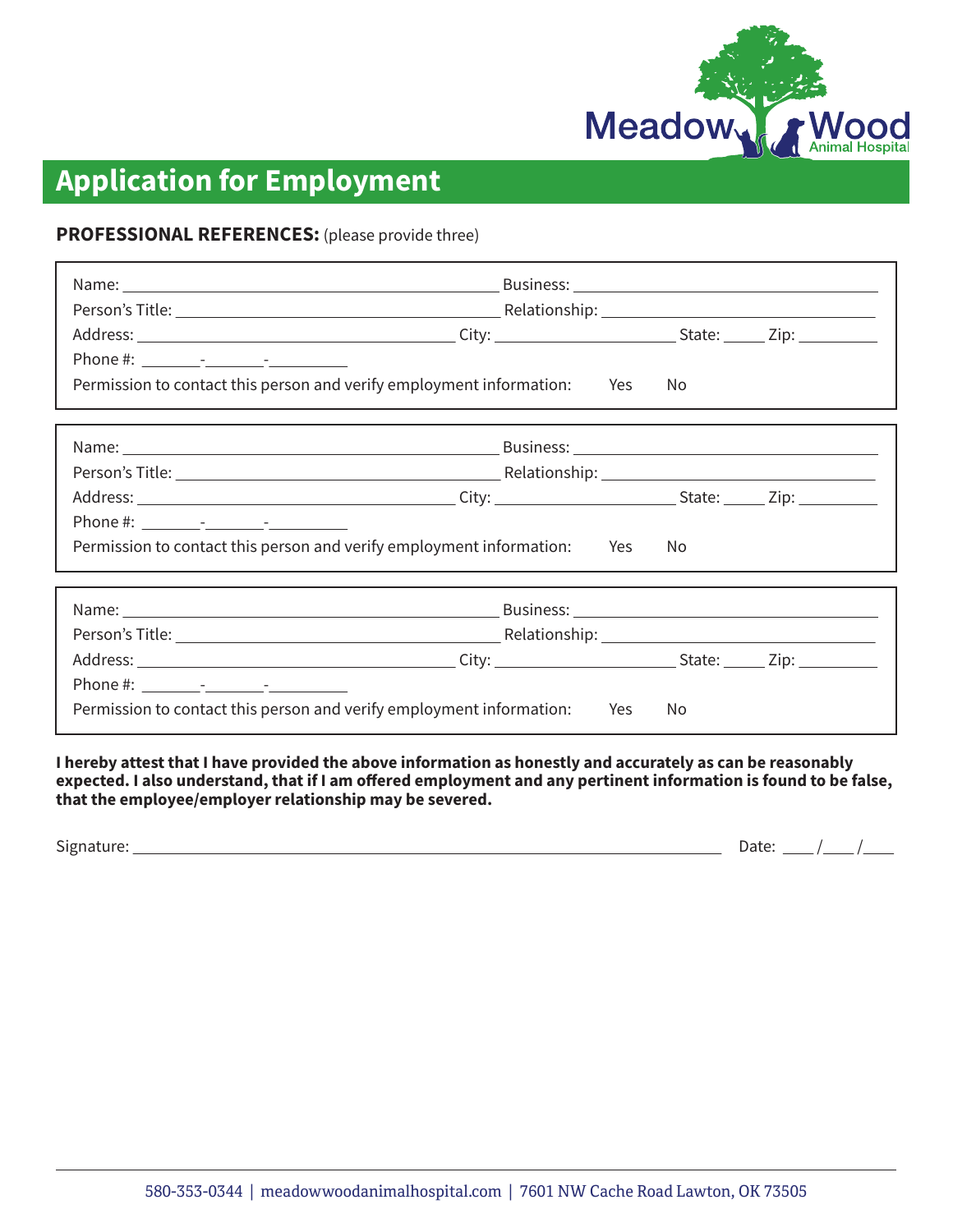# Application for Employment

**PROFESSIONAL REFERENCES:** (please provide three)

Name: ____________________________________________ Business: ____________________________________

Person's Title: _____________________________________ Relationship: _______________________________

Address: __________________________________ City: ____________________ State: _____ Zip: _________

Phone #: _______-_______-_________

Permission to contact this person and verify employment information: Yes No

Name: ____________________________________________ Business: ____________________________________

Person's Title: _____________________________________ Relationship: _______________________________

Address: __________________________________ City: ____________________ State: _____ Zip: _________

Phone #: _______-_______-_________

Permission to contact this person and verify employment information: Yes No

Name: ____________________________________________ Business: ____________________________________

Person's Title: _____________________________________ Relationship: _______________________________

Address: __________________________________ City: ____________________ State: _____ Zip: _________

Phone #: _______-_______-_________

Permission to contact this person and verify employment information: Yes No

**I hereby attest that I have provided the above information as honestly and accurately as can be reasonably expected. I also understand, that if I am offered employment and any pertinent information is found to be false, that the employee/employer relationship may be severed.**

Signature: ______________________________________________________________________ Date: ____/____/____

580-353-0344 | meadowwoodanimalhospital.com | 7601 NW Cache Road Lawton, OK 73505